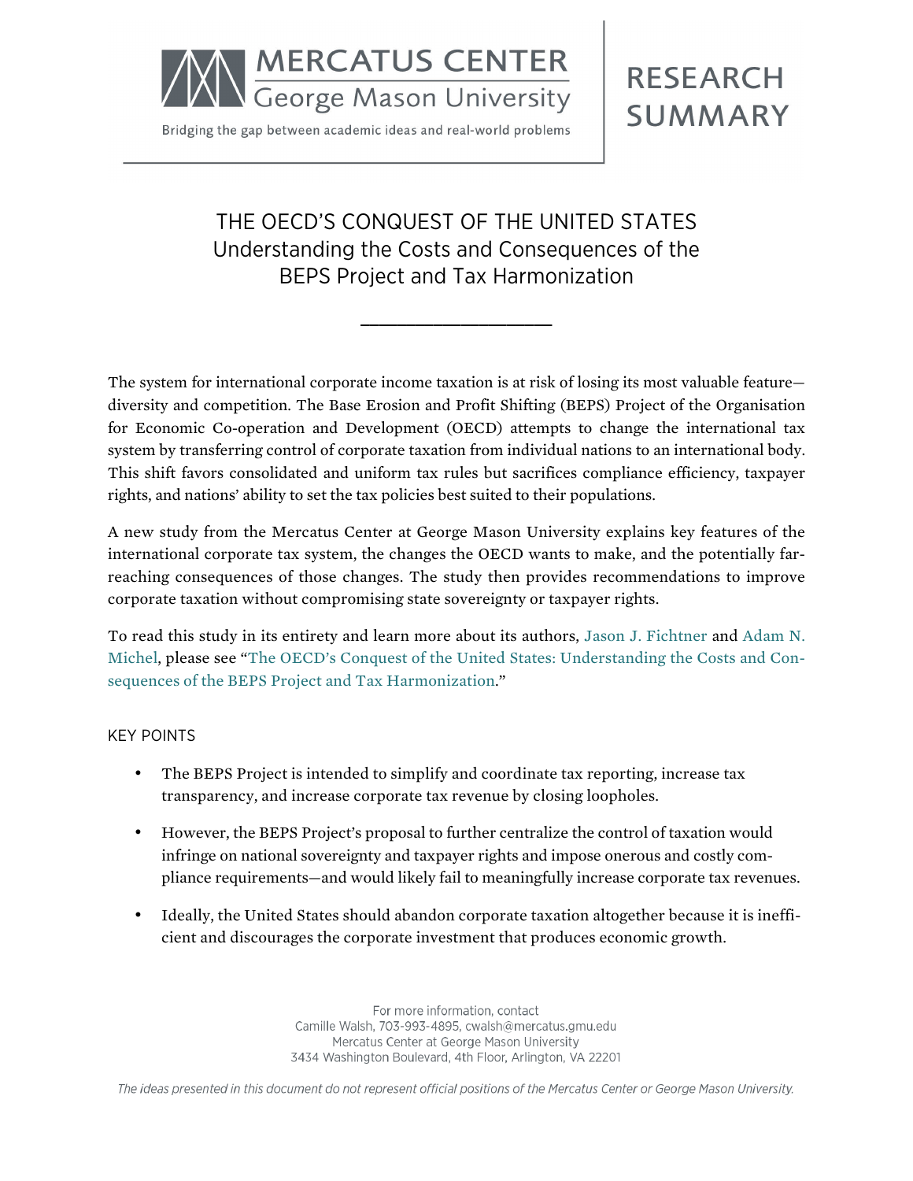MERCATUS CENTER
George Mason University

Bridging the gap between academic ideas and real-world problems

RESEARCH SUMMARY

# THE OECD'S CONQUEST OF THE UNITED STATES
## Understanding the Costs and Consequences of the BEPS Project and Tax Harmonization

The system for international corporate income taxation is at risk of losing its most valuable feature—diversity and competition. The Base Erosion and Profit Shifting (BEPS) Project of the Organisation for Economic Co-operation and Development (OECD) attempts to change the international tax system by transferring control of corporate taxation from individual nations to an international body. This shift favors consolidated and uniform tax rules but sacrifices compliance efficiency, taxpayer rights, and nations' ability to set the tax policies best suited to their populations.

A new study from the Mercatus Center at George Mason University explains key features of the international corporate tax system, the changes the OECD wants to make, and the potentially far-reaching consequences of those changes. The study then provides recommendations to improve corporate taxation without compromising state sovereignty or taxpayer rights.

To read this study in its entirety and learn more about its authors, Jason J. Fichtner and Adam N. Michel, please see "The OECD's Conquest of the United States: Understanding the Costs and Consequences of the BEPS Project and Tax Harmonization."

## KEY POINTS

- The BEPS Project is intended to simplify and coordinate tax reporting, increase tax transparency, and increase corporate tax revenue by closing loopholes.
- However, the BEPS Project's proposal to further centralize the control of taxation would infringe on national sovereignty and taxpayer rights and impose onerous and costly compliance requirements—and would likely fail to meaningfully increase corporate tax revenues.
- Ideally, the United States should abandon corporate taxation altogether because it is inefficient and discourages the corporate investment that produces economic growth.

For more information, contact
Camille Walsh, 703-993-4895, cwalsh@mercatus.gmu.edu
Mercatus Center at George Mason University
3434 Washington Boulevard, 4th Floor, Arlington, VA 22201

*The ideas presented in this document do not represent official positions of the Mercatus Center or George Mason University.*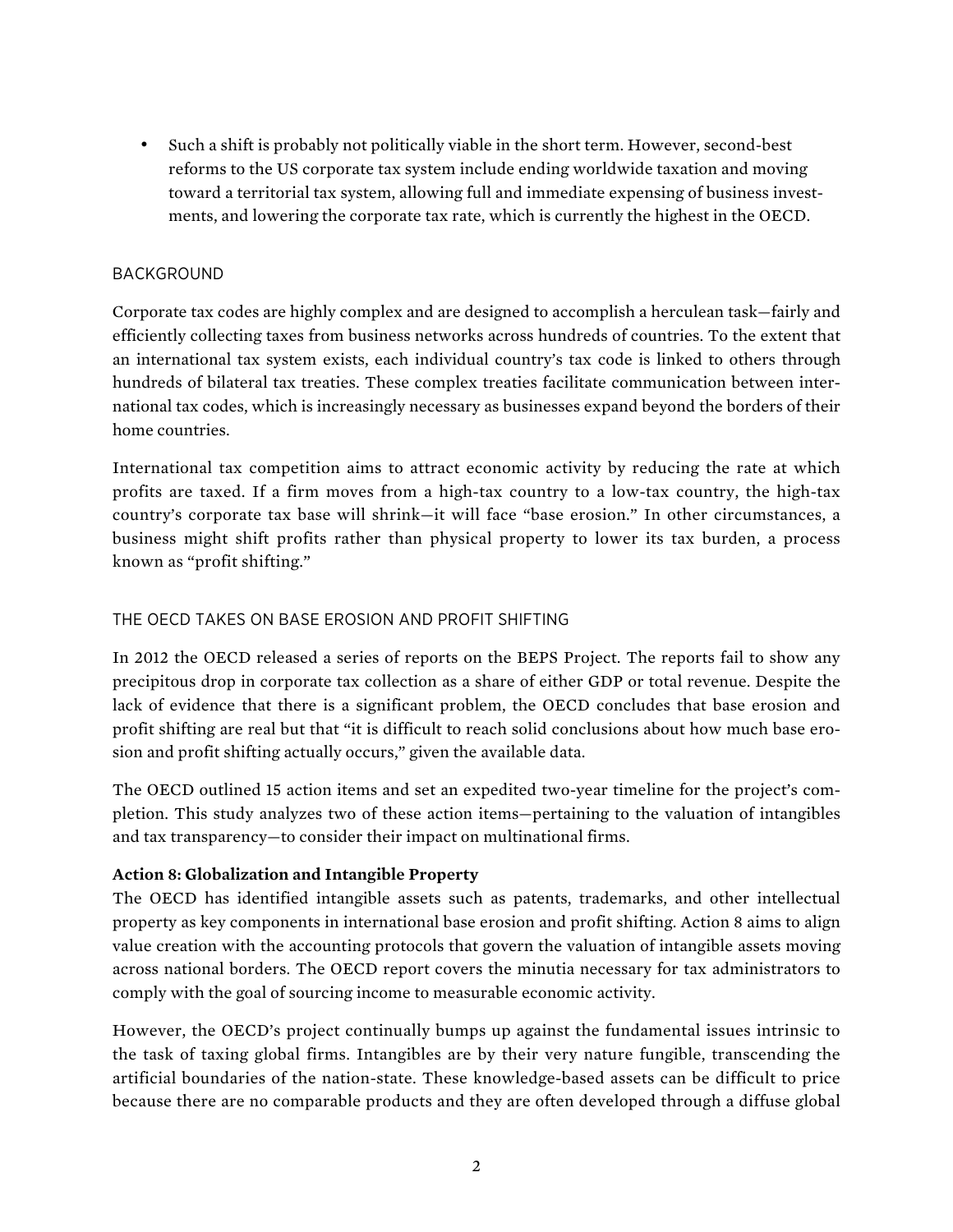- Such a shift is probably not politically viable in the short term. However, second-best reforms to the US corporate tax system include ending worldwide taxation and moving toward a territorial tax system, allowing full and immediate expensing of business investments, and lowering the corporate tax rate, which is currently the highest in the OECD.

## BACKGROUND

Corporate tax codes are highly complex and are designed to accomplish a herculean task—fairly and efficiently collecting taxes from business networks across hundreds of countries. To the extent that an international tax system exists, each individual country's tax code is linked to others through hundreds of bilateral tax treaties. These complex treaties facilitate communication between international tax codes, which is increasingly necessary as businesses expand beyond the borders of their home countries.

International tax competition aims to attract economic activity by reducing the rate at which profits are taxed. If a firm moves from a high-tax country to a low-tax country, the high-tax country's corporate tax base will shrink—it will face "base erosion." In other circumstances, a business might shift profits rather than physical property to lower its tax burden, a process known as "profit shifting."

## THE OECD TAKES ON BASE EROSION AND PROFIT SHIFTING

In 2012 the OECD released a series of reports on the BEPS Project. The reports fail to show any precipitous drop in corporate tax collection as a share of either GDP or total revenue. Despite the lack of evidence that there is a significant problem, the OECD concludes that base erosion and profit shifting are real but that "it is difficult to reach solid conclusions about how much base erosion and profit shifting actually occurs," given the available data.

The OECD outlined 15 action items and set an expedited two-year timeline for the project's completion. This study analyzes two of these action items—pertaining to the valuation of intangibles and tax transparency—to consider their impact on multinational firms.

### Action 8: Globalization and Intangible Property

The OECD has identified intangible assets such as patents, trademarks, and other intellectual property as key components in international base erosion and profit shifting. Action 8 aims to align value creation with the accounting protocols that govern the valuation of intangible assets moving across national borders. The OECD report covers the minutia necessary for tax administrators to comply with the goal of sourcing income to measurable economic activity.

However, the OECD's project continually bumps up against the fundamental issues intrinsic to the task of taxing global firms. Intangibles are by their very nature fungible, transcending the artificial boundaries of the nation-state. These knowledge-based assets can be difficult to price because there are no comparable products and they are often developed through a diffuse global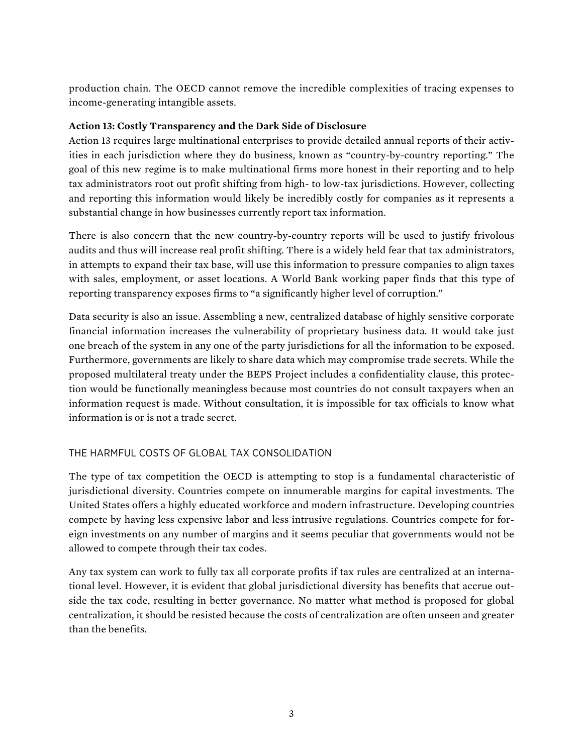production chain. The OECD cannot remove the incredible complexities of tracing expenses to income-generating intangible assets.

**Action 13: Costly Transparency and the Dark Side of Disclosure**

Action 13 requires large multinational enterprises to provide detailed annual reports of their activities in each jurisdiction where they do business, known as "country-by-country reporting." The goal of this new regime is to make multinational firms more honest in their reporting and to help tax administrators root out profit shifting from high- to low-tax jurisdictions. However, collecting and reporting this information would likely be incredibly costly for companies as it represents a substantial change in how businesses currently report tax information.

There is also concern that the new country-by-country reports will be used to justify frivolous audits and thus will increase real profit shifting. There is a widely held fear that tax administrators, in attempts to expand their tax base, will use this information to pressure companies to align taxes with sales, employment, or asset locations. A World Bank working paper finds that this type of reporting transparency exposes firms to "a significantly higher level of corruption."

Data security is also an issue. Assembling a new, centralized database of highly sensitive corporate financial information increases the vulnerability of proprietary business data. It would take just one breach of the system in any one of the party jurisdictions for all the information to be exposed. Furthermore, governments are likely to share data which may compromise trade secrets. While the proposed multilateral treaty under the BEPS Project includes a confidentiality clause, this protection would be functionally meaningless because most countries do not consult taxpayers when an information request is made. Without consultation, it is impossible for tax officials to know what information is or is not a trade secret.

## THE HARMFUL COSTS OF GLOBAL TAX CONSOLIDATION

The type of tax competition the OECD is attempting to stop is a fundamental characteristic of jurisdictional diversity. Countries compete on innumerable margins for capital investments. The United States offers a highly educated workforce and modern infrastructure. Developing countries compete by having less expensive labor and less intrusive regulations. Countries compete for foreign investments on any number of margins and it seems peculiar that governments would not be allowed to compete through their tax codes.

Any tax system can work to fully tax all corporate profits if tax rules are centralized at an international level. However, it is evident that global jurisdictional diversity has benefits that accrue outside the tax code, resulting in better governance. No matter what method is proposed for global centralization, it should be resisted because the costs of centralization are often unseen and greater than the benefits.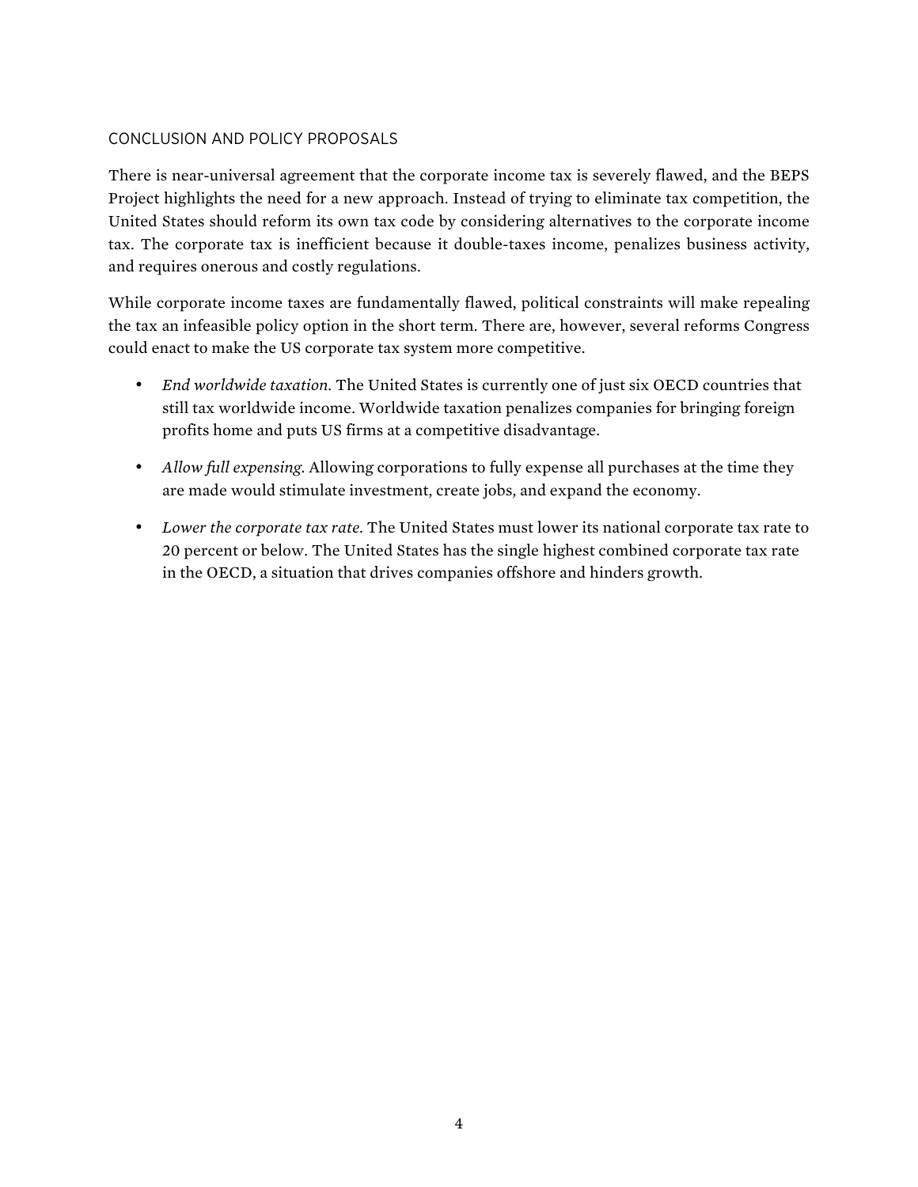## CONCLUSION AND POLICY PROPOSALS

There is near-universal agreement that the corporate income tax is severely flawed, and the BEPS Project highlights the need for a new approach. Instead of trying to eliminate tax competition, the United States should reform its own tax code by considering alternatives to the corporate income tax. The corporate tax is inefficient because it double-taxes income, penalizes business activity, and requires onerous and costly regulations.

While corporate income taxes are fundamentally flawed, political constraints will make repealing the tax an infeasible policy option in the short term. There are, however, several reforms Congress could enact to make the US corporate tax system more competitive.

- *End worldwide taxation.* The United States is currently one of just six OECD countries that still tax worldwide income. Worldwide taxation penalizes companies for bringing foreign profits home and puts US firms at a competitive disadvantage.
- *Allow full expensing.* Allowing corporations to fully expense all purchases at the time they are made would stimulate investment, create jobs, and expand the economy.
- *Lower the corporate tax rate.* The United States must lower its national corporate tax rate to 20 percent or below. The United States has the single highest combined corporate tax rate in the OECD, a situation that drives companies offshore and hinders growth.